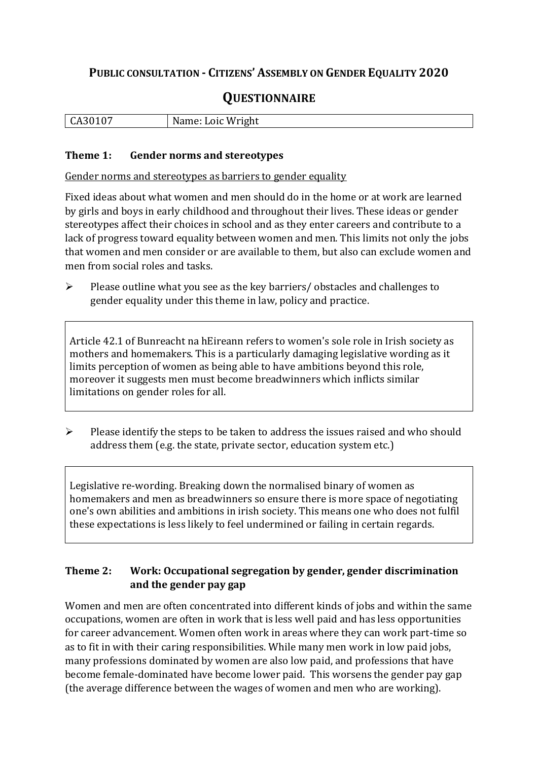# PUBLIC CONSULTATION - CITIZENS' ASSEMBLY ON GENDER EQUALITY 2020

## QUESTIONNAIRE

| CA30107 | Name: Loic Wright |
|---|---|

### Theme 1: Gender norms and stereotypes

<u>Gender norms and stereotypes as barriers to gender equality</u>

Fixed ideas about what women and men should do in the home or at work are learned by girls and boys in early childhood and throughout their lives. These ideas or gender stereotypes affect their choices in school and as they enter careers and contribute to a lack of progress toward equality between women and men. This limits not only the jobs that women and men consider or are available to them, but also can exclude women and men from social roles and tasks.

- Please outline what you see as the key barriers/ obstacles and challenges to gender equality under this theme in law, policy and practice.

> Article 42.1 of Bunreacht na hEireann refers to women's sole role in Irish society as mothers and homemakers. This is a particularly damaging legislative wording as it limits perception of women as being able to have ambitions beyond this role, moreover it suggests men must become breadwinners which inflicts similar limitations on gender roles for all.

- Please identify the steps to be taken to address the issues raised and who should address them (e.g. the state, private sector, education system etc.)

> Legislative re-wording. Breaking down the normalised binary of women as homemakers and men as breadwinners so ensure there is more space of negotiating one's own abilities and ambitions in irish society. This means one who does not fulfil these expectations is less likely to feel undermined or failing in certain regards.

### Theme 2: Work: Occupational segregation by gender, gender discrimination and the gender pay gap

Women and men are often concentrated into different kinds of jobs and within the same occupations, women are often in work that is less well paid and has less opportunities for career advancement. Women often work in areas where they can work part-time so as to fit in with their caring responsibilities. While many men work in low paid jobs, many professions dominated by women are also low paid, and professions that have become female-dominated have become lower paid. This worsens the gender pay gap (the average difference between the wages of women and men who are working).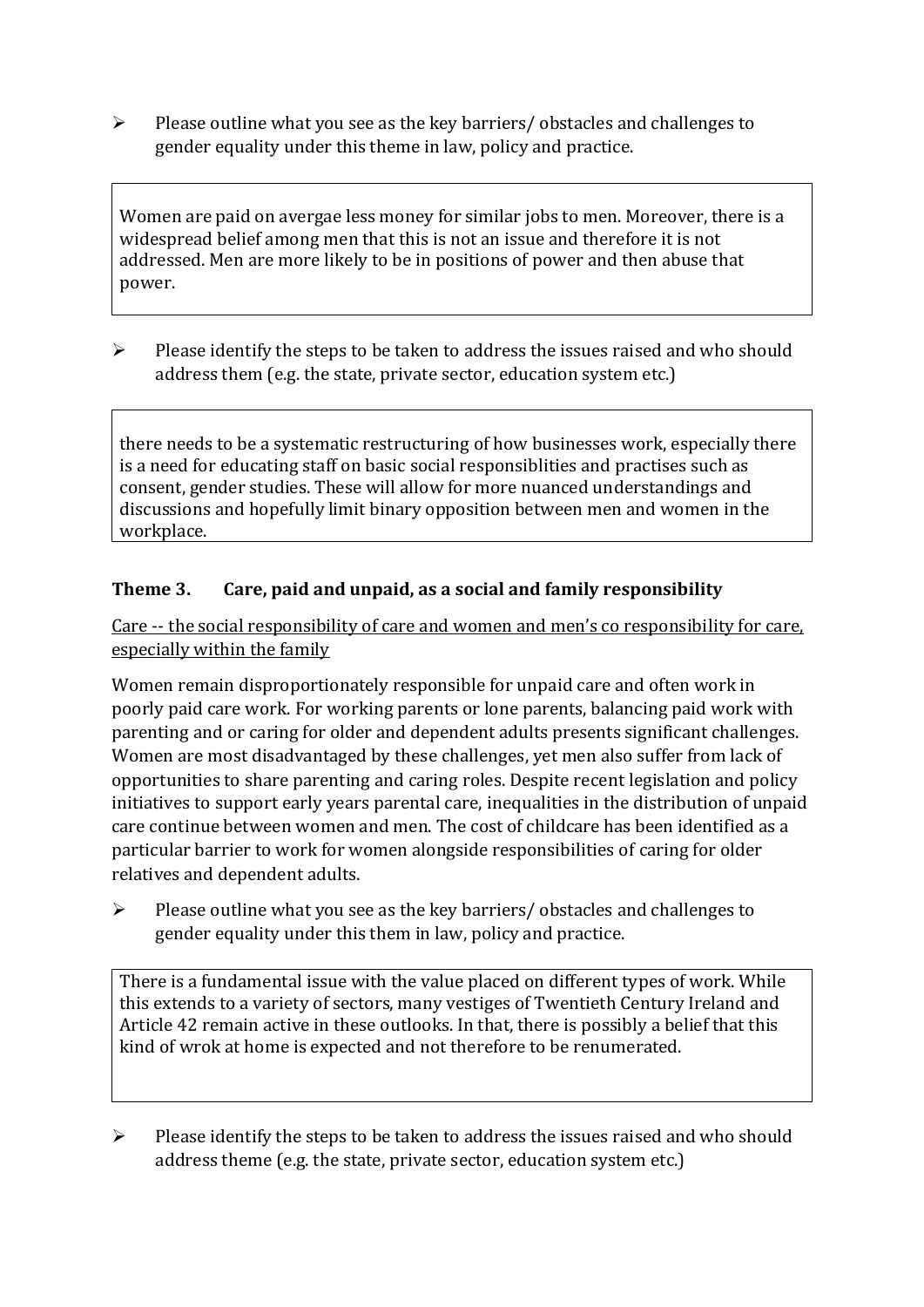- Please outline what you see as the key barriers/ obstacles and challenges to gender equality under this theme in law, policy and practice.

> Women are paid on avergae less money for similar jobs to men. Moreover, there is a widespread belief among men that this is not an issue and therefore it is not addressed. Men are more likely to be in positions of power and then abuse that power.

- Please identify the steps to be taken to address the issues raised and who should address them (e.g. the state, private sector, education system etc.)

> there needs to be a systematic restructuring of how businesses work, especially there is a need for educating staff on basic social responsiblities and practises such as consent, gender studies. These will allow for more nuanced understandings and discussions and hopefully limit binary opposition between men and women in the workplace.

### Theme 3. Care, paid and unpaid, as a social and family responsibility

<u>Care -- the social responsibility of care and women and men's co responsibility for care, especially within the family</u>

Women remain disproportionately responsible for unpaid care and often work in poorly paid care work. For working parents or lone parents, balancing paid work with parenting and or caring for older and dependent adults presents significant challenges. Women are most disadvantaged by these challenges, yet men also suffer from lack of opportunities to share parenting and caring roles. Despite recent legislation and policy initiatives to support early years parental care, inequalities in the distribution of unpaid care continue between women and men. The cost of childcare has been identified as a particular barrier to work for women alongside responsibilities of caring for older relatives and dependent adults.

- Please outline what you see as the key barriers/ obstacles and challenges to gender equality under this them in law, policy and practice.

> There is a fundamental issue with the value placed on different types of work. While this extends to a variety of sectors, many vestiges of Twentieth Century Ireland and Article 42 remain active in these outlooks. In that, there is possibly a belief that this kind of wrok at home is expected and not therefore to be renumerated.

- Please identify the steps to be taken to address the issues raised and who should address theme (e.g. the state, private sector, education system etc.)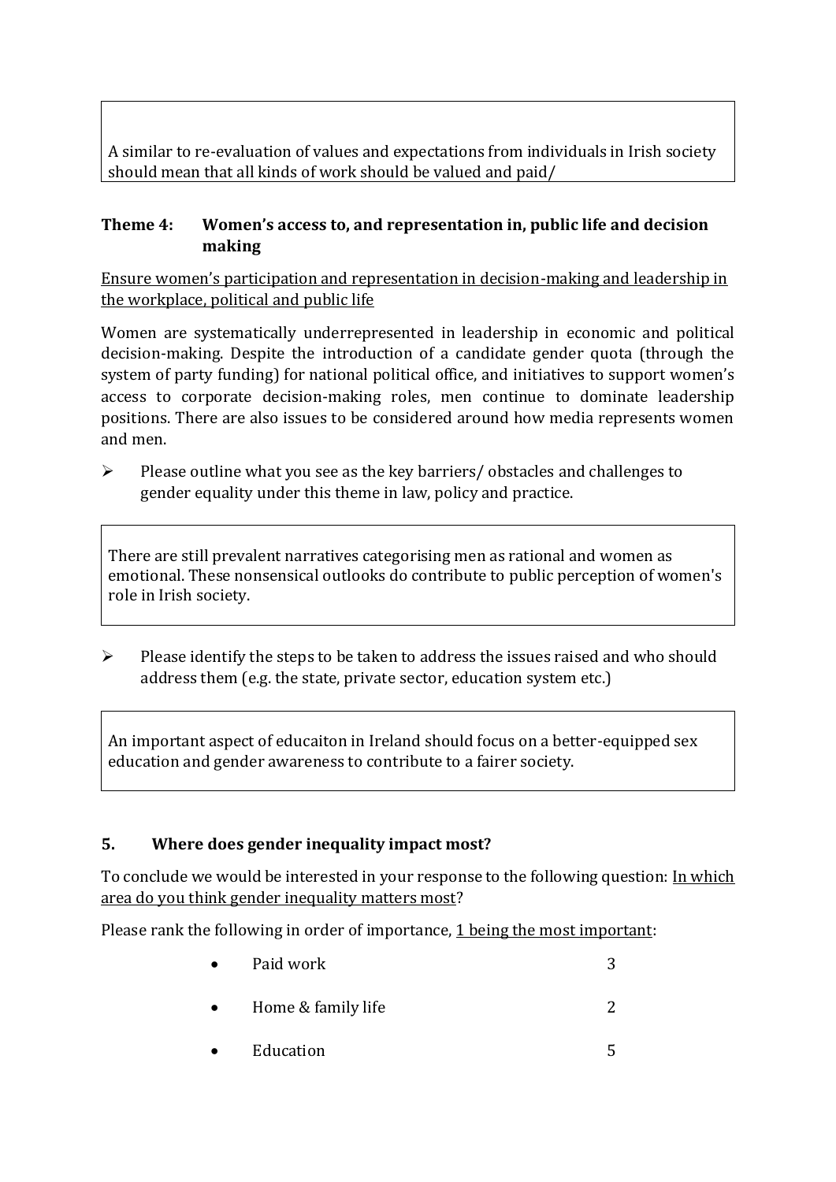A similar to re-evaluation of values and expectations from individuals in Irish society should mean that all kinds of work should be valued and paid/

### Theme 4: Women's access to, and representation in, public life and decision making

<u>Ensure women's participation and representation in decision-making and leadership in the workplace, political and public life</u>

Women are systematically underrepresented in leadership in economic and political decision-making. Despite the introduction of a candidate gender quota (through the system of party funding) for national political office, and initiatives to support women's access to corporate decision-making roles, men continue to dominate leadership positions. There are also issues to be considered around how media represents women and men.

- Please outline what you see as the key barriers/ obstacles and challenges to gender equality under this theme in law, policy and practice.

There are still prevalent narratives categorising men as rational and women as emotional. These nonsensical outlooks do contribute to public perception of women's role in Irish society.

- Please identify the steps to be taken to address the issues raised and who should address them (e.g. the state, private sector, education system etc.)

An important aspect of educaiton in Ireland should focus on a better-equipped sex education and gender awareness to contribute to a fairer society.

### 5. Where does gender inequality impact most?

To conclude we would be interested in your response to the following question: <u>In which area do you think gender inequality matters most</u>?

Please rank the following in order of importance, <u>1 being the most important</u>:

- Paid work 3
- Home & family life 2
- Education 5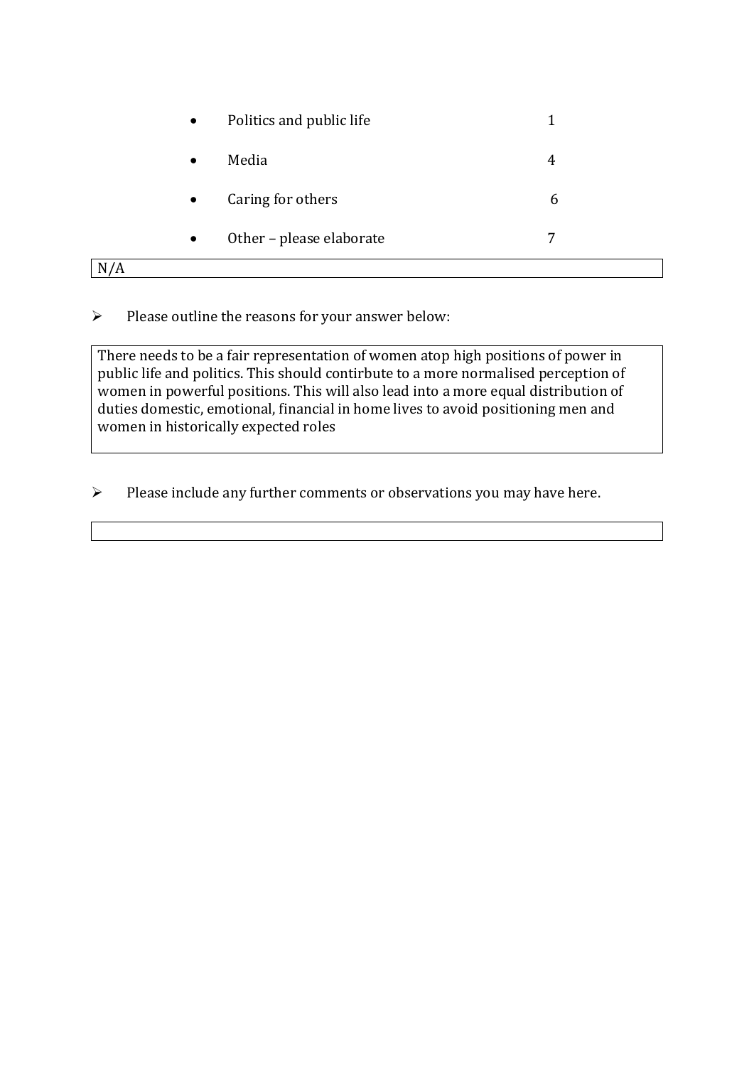- Politics and public life 1
- Media 4
- Caring for others 6
- Other – please elaborate 7

N/A

➢ Please outline the reasons for your answer below:

There needs to be a fair representation of women atop high positions of power in public life and politics. This should contirbute to a more normalised perception of women in powerful positions. This will also lead into a more equal distribution of duties domestic, emotional, financial in home lives to avoid positioning men and women in historically expected roles

➢ Please include any further comments or observations you may have here.